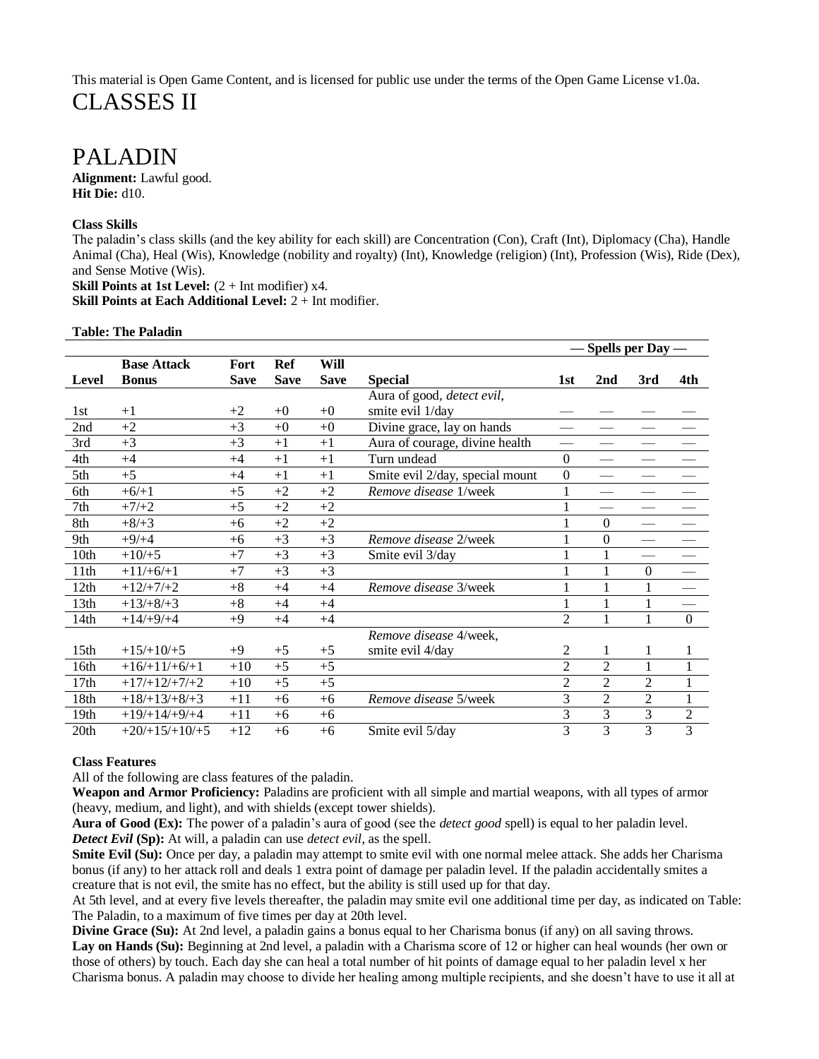This material is Open Game Content, and is licensed for public use under the terms of the Open Game License v1.0a.

# CLASSES II

# PALADIN

**Alignment:** Lawful good.
**Hit Die:** d10.

**Class Skills**
The paladin's class skills (and the key ability for each skill) are Concentration (Con), Craft (Int), Diplomacy (Cha), Handle Animal (Cha), Heal (Wis), Knowledge (nobility and royalty) (Int), Knowledge (religion) (Int), Profession (Wis), Ride (Dex), and Sense Motive (Wis).
**Skill Points at 1st Level:** (2 + Int modifier) x4.
**Skill Points at Each Additional Level:** 2 + Int modifier.

**Table: The Paladin**

| | | | | | | — Spells per Day — | | | |
|---|---|---|---|---|---|---|---|---|---|
| **Level** | **Base Attack Bonus** | **Fort Save** | **Ref Save** | **Will Save** | **Special** | **1st** | **2nd** | **3rd** | **4th** |
| 1st | +1 | +2 | +0 | +0 | Aura of good, *detect evil*, smite evil 1/day | — | — | — | — |
| 2nd | +2 | +3 | +0 | +0 | Divine grace, lay on hands | — | — | — | — |
| 3rd | +3 | +3 | +1 | +1 | Aura of courage, divine health | — | — | — | — |
| 4th | +4 | +4 | +1 | +1 | Turn undead | 0 | — | — | — |
| 5th | +5 | +4 | +1 | +1 | Smite evil 2/day, special mount | 0 | — | — | — |
| 6th | +6/+1 | +5 | +2 | +2 | *Remove disease* 1/week | 1 | — | — | — |
| 7th | +7/+2 | +5 | +2 | +2 | | 1 | — | — | — |
| 8th | +8/+3 | +6 | +2 | +2 | | 1 | 0 | — | — |
| 9th | +9/+4 | +6 | +3 | +3 | *Remove disease* 2/week | 1 | 0 | — | — |
| 10th | +10/+5 | +7 | +3 | +3 | Smite evil 3/day | 1 | 1 | — | — |
| 11th | +11/+6/+1 | +7 | +3 | +3 | | 1 | 1 | 0 | — |
| 12th | +12/+7/+2 | +8 | +4 | +4 | *Remove disease* 3/week | 1 | 1 | 1 | — |
| 13th | +13/+8/+3 | +8 | +4 | +4 | | 1 | 1 | 1 | — |
| 14th | +14/+9/+4 | +9 | +4 | +4 | | 2 | 1 | 1 | 0 |
| 15th | +15/+10/+5 | +9 | +5 | +5 | *Remove disease* 4/week, smite evil 4/day | 2 | 1 | 1 | 1 |
| 16th | +16/+11/+6/+1 | +10 | +5 | +5 | | 2 | 2 | 1 | 1 |
| 17th | +17/+12/+7/+2 | +10 | +5 | +5 | | 2 | 2 | 2 | 1 |
| 18th | +18/+13/+8/+3 | +11 | +6 | +6 | *Remove disease* 5/week | 3 | 2 | 2 | 1 |
| 19th | +19/+14/+9/+4 | +11 | +6 | +6 | | 3 | 3 | 3 | 2 |
| 20th | +20/+15/+10/+5 | +12 | +6 | +6 | Smite evil 5/day | 3 | 3 | 3 | 3 |

**Class Features**
All of the following are class features of the paladin.
**Weapon and Armor Proficiency:** Paladins are proficient with all simple and martial weapons, with all types of armor (heavy, medium, and light), and with shields (except tower shields).
**Aura of Good (Ex):** The power of a paladin's aura of good (see the *detect good* spell) is equal to her paladin level.
***Detect Evil* (Sp):** At will, a paladin can use *detect evil*, as the spell.
**Smite Evil (Su):** Once per day, a paladin may attempt to smite evil with one normal melee attack. She adds her Charisma bonus (if any) to her attack roll and deals 1 extra point of damage per paladin level. If the paladin accidentally smites a creature that is not evil, the smite has no effect, but the ability is still used up for that day.
At 5th level, and at every five levels thereafter, the paladin may smite evil one additional time per day, as indicated on Table: The Paladin, to a maximum of five times per day at 20th level.
**Divine Grace (Su):** At 2nd level, a paladin gains a bonus equal to her Charisma bonus (if any) on all saving throws.
**Lay on Hands (Su):** Beginning at 2nd level, a paladin with a Charisma score of 12 or higher can heal wounds (her own or those of others) by touch. Each day she can heal a total number of hit points of damage equal to her paladin level x her Charisma bonus. A paladin may choose to divide her healing among multiple recipients, and she doesn't have to use it all at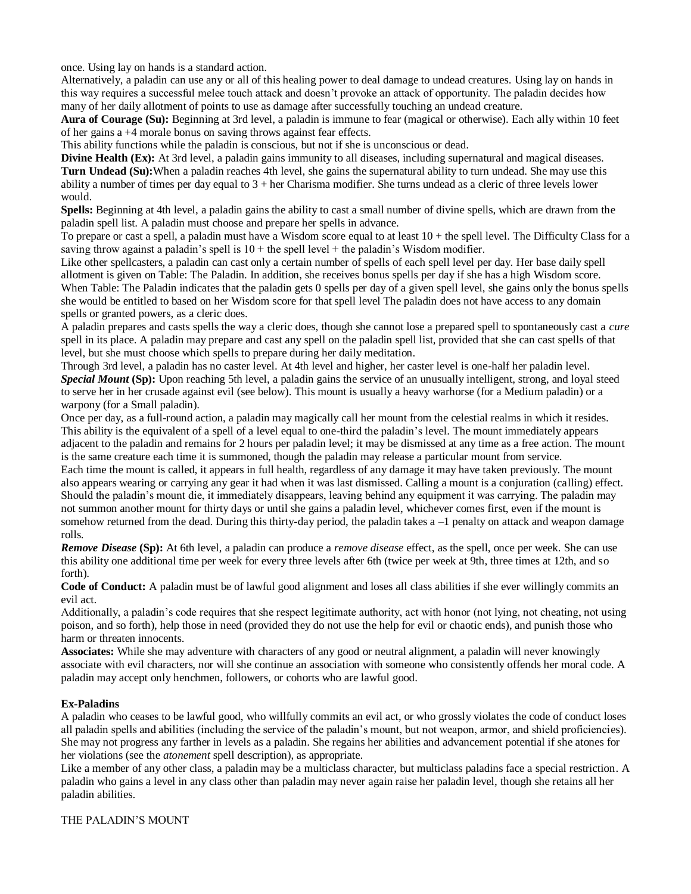once. Using lay on hands is a standard action.

Alternatively, a paladin can use any or all of this healing power to deal damage to undead creatures. Using lay on hands in this way requires a successful melee touch attack and doesn't provoke an attack of opportunity. The paladin decides how many of her daily allotment of points to use as damage after successfully touching an undead creature.

**Aura of Courage (Su):** Beginning at 3rd level, a paladin is immune to fear (magical or otherwise). Each ally within 10 feet of her gains a +4 morale bonus on saving throws against fear effects.

This ability functions while the paladin is conscious, but not if she is unconscious or dead.

**Divine Health (Ex):** At 3rd level, a paladin gains immunity to all diseases, including supernatural and magical diseases.

**Turn Undead (Su):**When a paladin reaches 4th level, she gains the supernatural ability to turn undead. She may use this ability a number of times per day equal to 3 + her Charisma modifier. She turns undead as a cleric of three levels lower would.

**Spells:** Beginning at 4th level, a paladin gains the ability to cast a small number of divine spells, which are drawn from the paladin spell list. A paladin must choose and prepare her spells in advance.

To prepare or cast a spell, a paladin must have a Wisdom score equal to at least 10 + the spell level. The Difficulty Class for a saving throw against a paladin's spell is 10 + the spell level + the paladin's Wisdom modifier.

Like other spellcasters, a paladin can cast only a certain number of spells of each spell level per day. Her base daily spell allotment is given on Table: The Paladin. In addition, she receives bonus spells per day if she has a high Wisdom score. When Table: The Paladin indicates that the paladin gets 0 spells per day of a given spell level, she gains only the bonus spells she would be entitled to based on her Wisdom score for that spell level The paladin does not have access to any domain spells or granted powers, as a cleric does.

A paladin prepares and casts spells the way a cleric does, though she cannot lose a prepared spell to spontaneously cast a *cure* spell in its place. A paladin may prepare and cast any spell on the paladin spell list, provided that she can cast spells of that level, but she must choose which spells to prepare during her daily meditation.

Through 3rd level, a paladin has no caster level. At 4th level and higher, her caster level is one-half her paladin level.

***Special Mount* (Sp):** Upon reaching 5th level, a paladin gains the service of an unusually intelligent, strong, and loyal steed to serve her in her crusade against evil (see below). This mount is usually a heavy warhorse (for a Medium paladin) or a warpony (for a Small paladin).

Once per day, as a full-round action, a paladin may magically call her mount from the celestial realms in which it resides. This ability is the equivalent of a spell of a level equal to one-third the paladin's level. The mount immediately appears adjacent to the paladin and remains for 2 hours per paladin level; it may be dismissed at any time as a free action. The mount is the same creature each time it is summoned, though the paladin may release a particular mount from service.

Each time the mount is called, it appears in full health, regardless of any damage it may have taken previously. The mount also appears wearing or carrying any gear it had when it was last dismissed. Calling a mount is a conjuration (calling) effect. Should the paladin's mount die, it immediately disappears, leaving behind any equipment it was carrying. The paladin may not summon another mount for thirty days or until she gains a paladin level, whichever comes first, even if the mount is somehow returned from the dead. During this thirty-day period, the paladin takes a –1 penalty on attack and weapon damage rolls.

***Remove Disease* (Sp):** At 6th level, a paladin can produce a *remove disease* effect, as the spell, once per week. She can use this ability one additional time per week for every three levels after 6th (twice per week at 9th, three times at 12th, and so forth).

**Code of Conduct:** A paladin must be of lawful good alignment and loses all class abilities if she ever willingly commits an evil act.

Additionally, a paladin's code requires that she respect legitimate authority, act with honor (not lying, not cheating, not using poison, and so forth), help those in need (provided they do not use the help for evil or chaotic ends), and punish those who harm or threaten innocents.

**Associates:** While she may adventure with characters of any good or neutral alignment, a paladin will never knowingly associate with evil characters, nor will she continue an association with someone who consistently offends her moral code. A paladin may accept only henchmen, followers, or cohorts who are lawful good.

**Ex-Paladins**

A paladin who ceases to be lawful good, who willfully commits an evil act, or who grossly violates the code of conduct loses all paladin spells and abilities (including the service of the paladin's mount, but not weapon, armor, and shield proficiencies). She may not progress any farther in levels as a paladin. She regains her abilities and advancement potential if she atones for her violations (see the *atonement* spell description), as appropriate.

Like a member of any other class, a paladin may be a multiclass character, but multiclass paladins face a special restriction. A paladin who gains a level in any class other than paladin may never again raise her paladin level, though she retains all her paladin abilities.

THE PALADIN'S MOUNT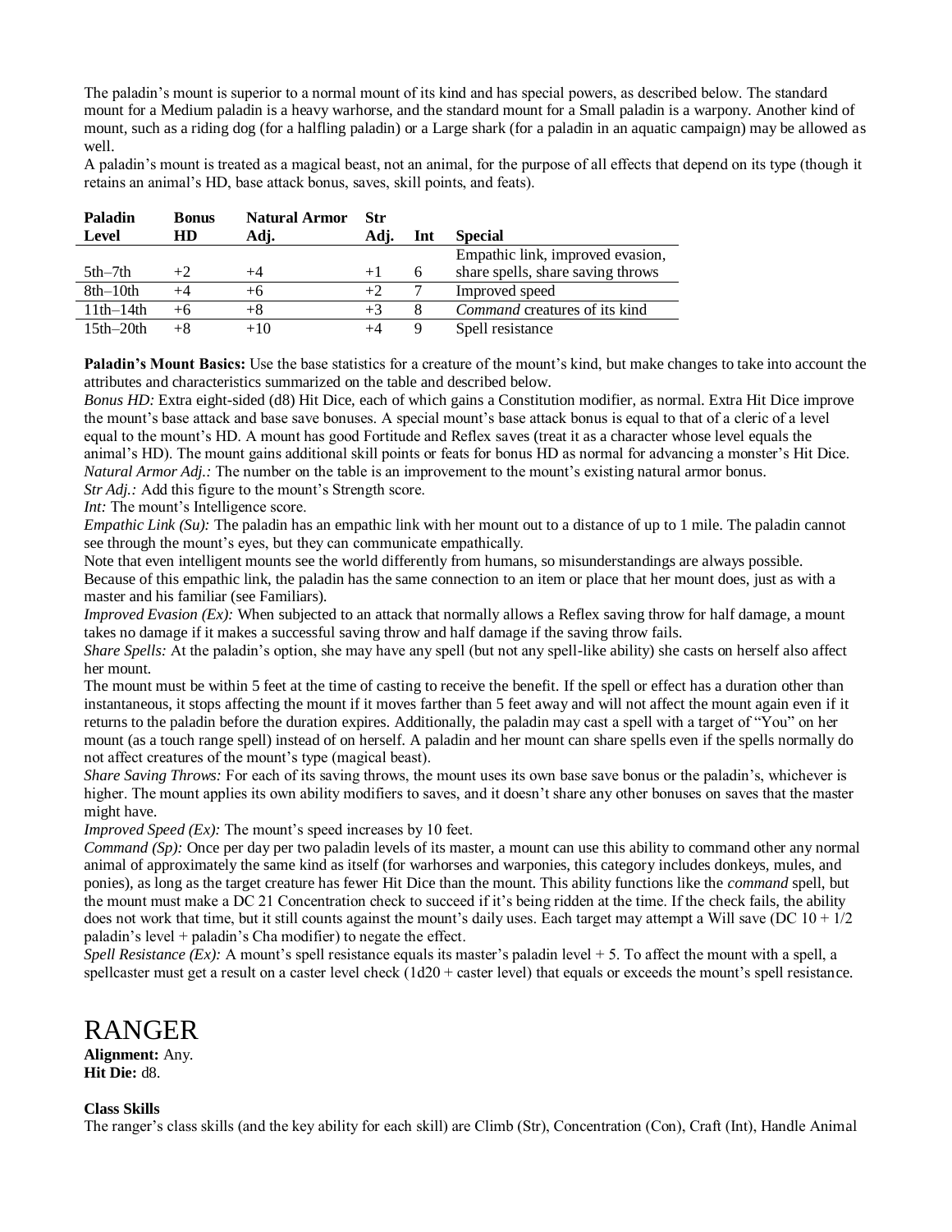The paladin's mount is superior to a normal mount of its kind and has special powers, as described below. The standard mount for a Medium paladin is a heavy warhorse, and the standard mount for a Small paladin is a warpony. Another kind of mount, such as a riding dog (for a halfling paladin) or a Large shark (for a paladin in an aquatic campaign) may be allowed as well.

A paladin's mount is treated as a magical beast, not an animal, for the purpose of all effects that depend on its type (though it retains an animal's HD, base attack bonus, saves, skill points, and feats).

| Paladin Level | Bonus HD | Natural Armor Adj. | Str Adj. | Int | Special |
|---|---|---|---|---|---|
| 5th–7th | +2 | +4 | +1 | 6 | Empathic link, improved evasion, share spells, share saving throws |
| 8th–10th | +4 | +6 | +2 | 7 | Improved speed |
| 11th–14th | +6 | +8 | +3 | 8 | *Command* creatures of its kind |
| 15th–20th | +8 | +10 | +4 | 9 | Spell resistance |

**Paladin's Mount Basics:** Use the base statistics for a creature of the mount's kind, but make changes to take into account the attributes and characteristics summarized on the table and described below.

*Bonus HD:* Extra eight-sided (d8) Hit Dice, each of which gains a Constitution modifier, as normal. Extra Hit Dice improve the mount's base attack and base save bonuses. A special mount's base attack bonus is equal to that of a cleric of a level equal to the mount's HD. A mount has good Fortitude and Reflex saves (treat it as a character whose level equals the animal's HD). The mount gains additional skill points or feats for bonus HD as normal for advancing a monster's Hit Dice.

*Natural Armor Adj.:* The number on the table is an improvement to the mount's existing natural armor bonus.

*Str Adj.:* Add this figure to the mount's Strength score.

*Int:* The mount's Intelligence score.

*Empathic Link (Su):* The paladin has an empathic link with her mount out to a distance of up to 1 mile. The paladin cannot see through the mount's eyes, but they can communicate empathically.

Note that even intelligent mounts see the world differently from humans, so misunderstandings are always possible.

Because of this empathic link, the paladin has the same connection to an item or place that her mount does, just as with a master and his familiar (see Familiars).

*Improved Evasion (Ex):* When subjected to an attack that normally allows a Reflex saving throw for half damage, a mount takes no damage if it makes a successful saving throw and half damage if the saving throw fails.

*Share Spells:* At the paladin's option, she may have any spell (but not any spell-like ability) she casts on herself also affect her mount.

The mount must be within 5 feet at the time of casting to receive the benefit. If the spell or effect has a duration other than instantaneous, it stops affecting the mount if it moves farther than 5 feet away and will not affect the mount again even if it returns to the paladin before the duration expires. Additionally, the paladin may cast a spell with a target of "You" on her mount (as a touch range spell) instead of on herself. A paladin and her mount can share spells even if the spells normally do not affect creatures of the mount's type (magical beast).

*Share Saving Throws:* For each of its saving throws, the mount uses its own base save bonus or the paladin's, whichever is higher. The mount applies its own ability modifiers to saves, and it doesn't share any other bonuses on saves that the master might have.

*Improved Speed (Ex):* The mount's speed increases by 10 feet.

*Command (Sp):* Once per day per two paladin levels of its master, a mount can use this ability to command other any normal animal of approximately the same kind as itself (for warhorses and warponies, this category includes donkeys, mules, and ponies), as long as the target creature has fewer Hit Dice than the mount. This ability functions like the *command* spell, but the mount must make a DC 21 Concentration check to succeed if it's being ridden at the time. If the check fails, the ability does not work that time, but it still counts against the mount's daily uses. Each target may attempt a Will save (DC 10 + 1/2 paladin's level + paladin's Cha modifier) to negate the effect.

*Spell Resistance (Ex):* A mount's spell resistance equals its master's paladin level + 5. To affect the mount with a spell, a spellcaster must get a result on a caster level check (1d20 + caster level) that equals or exceeds the mount's spell resistance.

# RANGER

**Alignment:** Any.
**Hit Die:** d8.

**Class Skills**

The ranger's class skills (and the key ability for each skill) are Climb (Str), Concentration (Con), Craft (Int), Handle Animal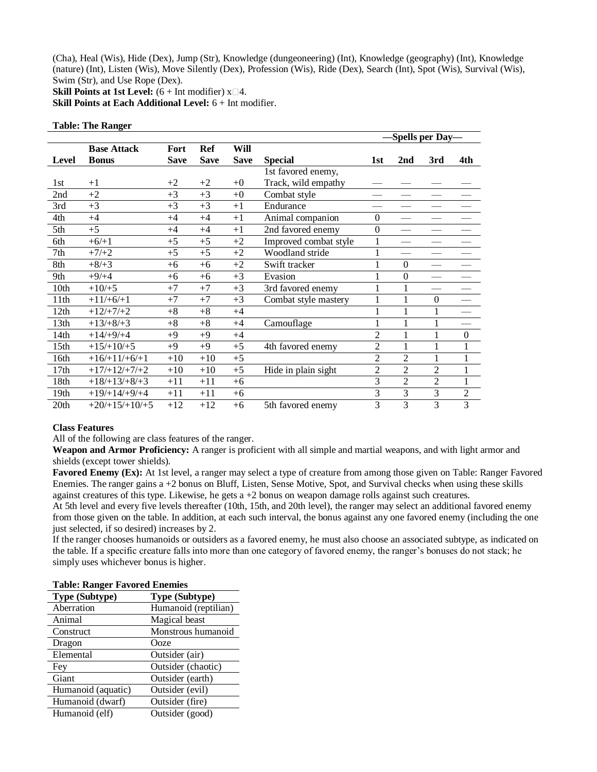(Cha), Heal (Wis), Hide (Dex), Jump (Str), Knowledge (dungeoneering) (Int), Knowledge (geography) (Int), Knowledge (nature) (Int), Listen (Wis), Move Silently (Dex), Profession (Wis), Ride (Dex), Search (Int), Spot (Wis), Survival (Wis), Swim (Str), and Use Rope (Dex).

**Skill Points at 1st Level:** (6 + Int modifier) x□4.

**Skill Points at Each Additional Level:** 6 + Int modifier.

**Table: The Ranger**

| | | | | | | —Spells per Day— | | | |
|---|---|---|---|---|---|---|---|---|---|
| **Level** | **Base Attack Bonus** | **Fort Save** | **Ref Save** | **Will Save** | **Special** | **1st** | **2nd** | **3rd** | **4th** |
| 1st | +1 | +2 | +2 | +0 | 1st favored enemy, Track, wild empathy | — | — | — | — |
| 2nd | +2 | +3 | +3 | +0 | Combat style | — | — | — | — |
| 3rd | +3 | +3 | +3 | +1 | Endurance | — | — | — | — |
| 4th | +4 | +4 | +4 | +1 | Animal companion | 0 | — | — | — |
| 5th | +5 | +4 | +4 | +1 | 2nd favored enemy | 0 | — | — | — |
| 6th | +6/+1 | +5 | +5 | +2 | Improved combat style | 1 | — | — | — |
| 7th | +7/+2 | +5 | +5 | +2 | Woodland stride | 1 | — | — | — |
| 8th | +8/+3 | +6 | +6 | +2 | Swift tracker | 1 | 0 | — | — |
| 9th | +9/+4 | +6 | +6 | +3 | Evasion | 1 | 0 | — | — |
| 10th | +10/+5 | +7 | +7 | +3 | 3rd favored enemy | 1 | 1 | — | — |
| 11th | +11/+6/+1 | +7 | +7 | +3 | Combat style mastery | 1 | 1 | 0 | — |
| 12th | +12/+7/+2 | +8 | +8 | +4 | | 1 | 1 | 1 | — |
| 13th | +13/+8/+3 | +8 | +8 | +4 | Camouflage | 1 | 1 | 1 | — |
| 14th | +14/+9/+4 | +9 | +9 | +4 | | 2 | 1 | 1 | 0 |
| 15th | +15/+10/+5 | +9 | +9 | +5 | 4th favored enemy | 2 | 1 | 1 | 1 |
| 16th | +16/+11/+6/+1 | +10 | +10 | +5 | | 2 | 2 | 1 | 1 |
| 17th | +17/+12/+7/+2 | +10 | +10 | +5 | Hide in plain sight | 2 | 2 | 2 | 1 |
| 18th | +18/+13/+8/+3 | +11 | +11 | +6 | | 3 | 2 | 2 | 1 |
| 19th | +19/+14/+9/+4 | +11 | +11 | +6 | | 3 | 3 | 3 | 2 |
| 20th | +20/+15/+10/+5 | +12 | +12 | +6 | 5th favored enemy | 3 | 3 | 3 | 3 |

**Class Features**

All of the following are class features of the ranger.

**Weapon and Armor Proficiency:** A ranger is proficient with all simple and martial weapons, and with light armor and shields (except tower shields).

**Favored Enemy (Ex):** At 1st level, a ranger may select a type of creature from among those given on Table: Ranger Favored Enemies. The ranger gains a +2 bonus on Bluff, Listen, Sense Motive, Spot, and Survival checks when using these skills against creatures of this type. Likewise, he gets a +2 bonus on weapon damage rolls against such creatures.

At 5th level and every five levels thereafter (10th, 15th, and 20th level), the ranger may select an additional favored enemy from those given on the table. In addition, at each such interval, the bonus against any one favored enemy (including the one just selected, if so desired) increases by 2.

If the ranger chooses humanoids or outsiders as a favored enemy, he must also choose an associated subtype, as indicated on the table. If a specific creature falls into more than one category of favored enemy, the ranger's bonuses do not stack; he simply uses whichever bonus is higher.

**Table: Ranger Favored Enemies**

| Type (Subtype) | Type (Subtype) |
|---|---|
| Aberration | Humanoid (reptilian) |
| Animal | Magical beast |
| Construct | Monstrous humanoid |
| Dragon | Ooze |
| Elemental | Outsider (air) |
| Fey | Outsider (chaotic) |
| Giant | Outsider (earth) |
| Humanoid (aquatic) | Outsider (evil) |
| Humanoid (dwarf) | Outsider (fire) |
| Humanoid (elf) | Outsider (good) |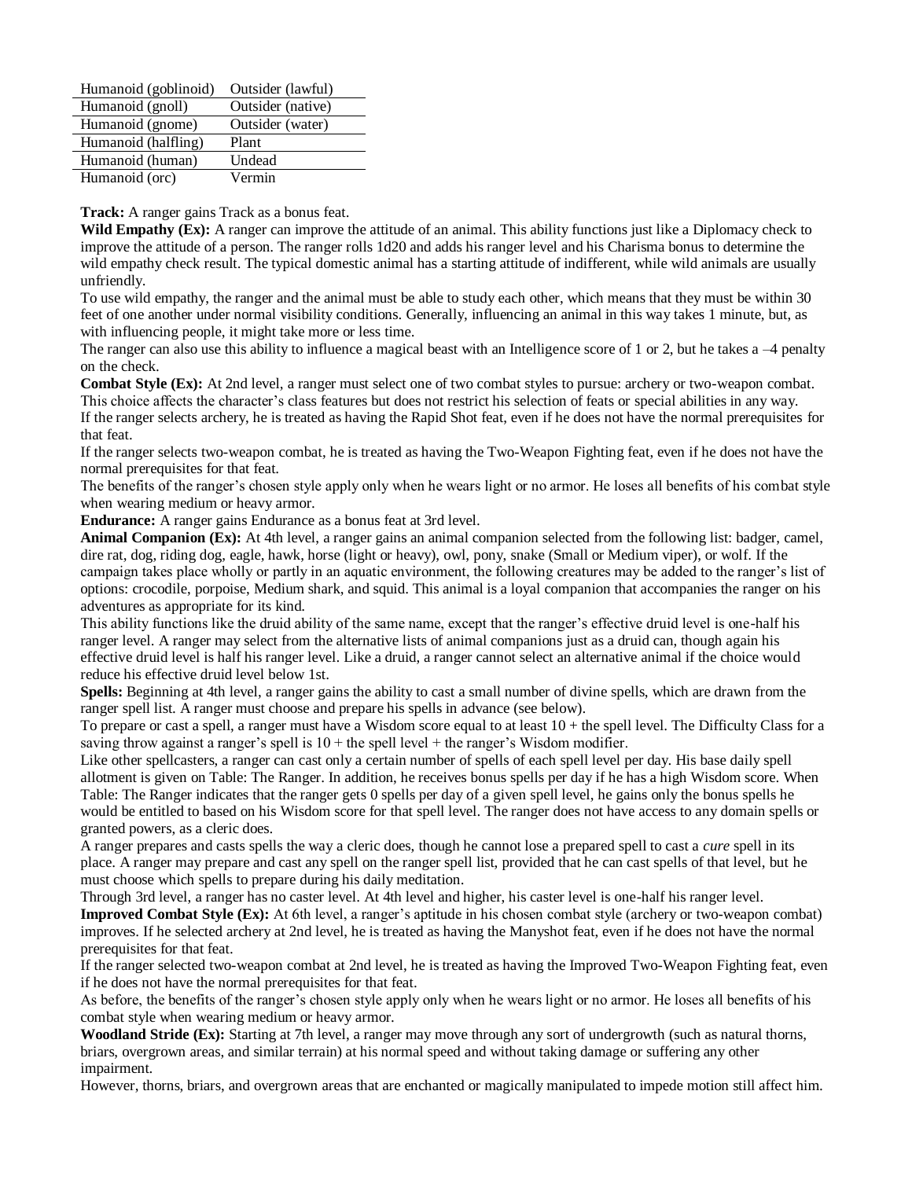| Humanoid (goblinoid) | Outsider (lawful) |
|---|---|
| Humanoid (gnoll) | Outsider (native) |
| Humanoid (gnome) | Outsider (water) |
| Humanoid (halfling) | Plant |
| Humanoid (human) | Undead |
| Humanoid (orc) | Vermin |

**Track:** A ranger gains Track as a bonus feat.

**Wild Empathy (Ex):** A ranger can improve the attitude of an animal. This ability functions just like a Diplomacy check to improve the attitude of a person. The ranger rolls 1d20 and adds his ranger level and his Charisma bonus to determine the wild empathy check result. The typical domestic animal has a starting attitude of indifferent, while wild animals are usually unfriendly.

To use wild empathy, the ranger and the animal must be able to study each other, which means that they must be within 30 feet of one another under normal visibility conditions. Generally, influencing an animal in this way takes 1 minute, but, as with influencing people, it might take more or less time.

The ranger can also use this ability to influence a magical beast with an Intelligence score of 1 or 2, but he takes a –4 penalty on the check.

**Combat Style (Ex):** At 2nd level, a ranger must select one of two combat styles to pursue: archery or two-weapon combat. This choice affects the character's class features but does not restrict his selection of feats or special abilities in any way.

If the ranger selects archery, he is treated as having the Rapid Shot feat, even if he does not have the normal prerequisites for that feat.

If the ranger selects two-weapon combat, he is treated as having the Two-Weapon Fighting feat, even if he does not have the normal prerequisites for that feat.

The benefits of the ranger's chosen style apply only when he wears light or no armor. He loses all benefits of his combat style when wearing medium or heavy armor.

**Endurance:** A ranger gains Endurance as a bonus feat at 3rd level.

**Animal Companion (Ex):** At 4th level, a ranger gains an animal companion selected from the following list: badger, camel, dire rat, dog, riding dog, eagle, hawk, horse (light or heavy), owl, pony, snake (Small or Medium viper), or wolf. If the campaign takes place wholly or partly in an aquatic environment, the following creatures may be added to the ranger's list of options: crocodile, porpoise, Medium shark, and squid. This animal is a loyal companion that accompanies the ranger on his adventures as appropriate for its kind.

This ability functions like the druid ability of the same name, except that the ranger's effective druid level is one-half his ranger level. A ranger may select from the alternative lists of animal companions just as a druid can, though again his effective druid level is half his ranger level. Like a druid, a ranger cannot select an alternative animal if the choice would reduce his effective druid level below 1st.

**Spells:** Beginning at 4th level, a ranger gains the ability to cast a small number of divine spells, which are drawn from the ranger spell list. A ranger must choose and prepare his spells in advance (see below).

To prepare or cast a spell, a ranger must have a Wisdom score equal to at least 10 + the spell level. The Difficulty Class for a saving throw against a ranger's spell is 10 + the spell level + the ranger's Wisdom modifier.

Like other spellcasters, a ranger can cast only a certain number of spells of each spell level per day. His base daily spell allotment is given on Table: The Ranger. In addition, he receives bonus spells per day if he has a high Wisdom score. When Table: The Ranger indicates that the ranger gets 0 spells per day of a given spell level, he gains only the bonus spells he would be entitled to based on his Wisdom score for that spell level. The ranger does not have access to any domain spells or granted powers, as a cleric does.

A ranger prepares and casts spells the way a cleric does, though he cannot lose a prepared spell to cast a *cure* spell in its place. A ranger may prepare and cast any spell on the ranger spell list, provided that he can cast spells of that level, but he must choose which spells to prepare during his daily meditation.

Through 3rd level, a ranger has no caster level. At 4th level and higher, his caster level is one-half his ranger level.

**Improved Combat Style (Ex):** At 6th level, a ranger's aptitude in his chosen combat style (archery or two-weapon combat) improves. If he selected archery at 2nd level, he is treated as having the Manyshot feat, even if he does not have the normal prerequisites for that feat.

If the ranger selected two-weapon combat at 2nd level, he is treated as having the Improved Two-Weapon Fighting feat, even if he does not have the normal prerequisites for that feat.

As before, the benefits of the ranger's chosen style apply only when he wears light or no armor. He loses all benefits of his combat style when wearing medium or heavy armor.

**Woodland Stride (Ex):** Starting at 7th level, a ranger may move through any sort of undergrowth (such as natural thorns, briars, overgrown areas, and similar terrain) at his normal speed and without taking damage or suffering any other impairment.

However, thorns, briars, and overgrown areas that are enchanted or magically manipulated to impede motion still affect him.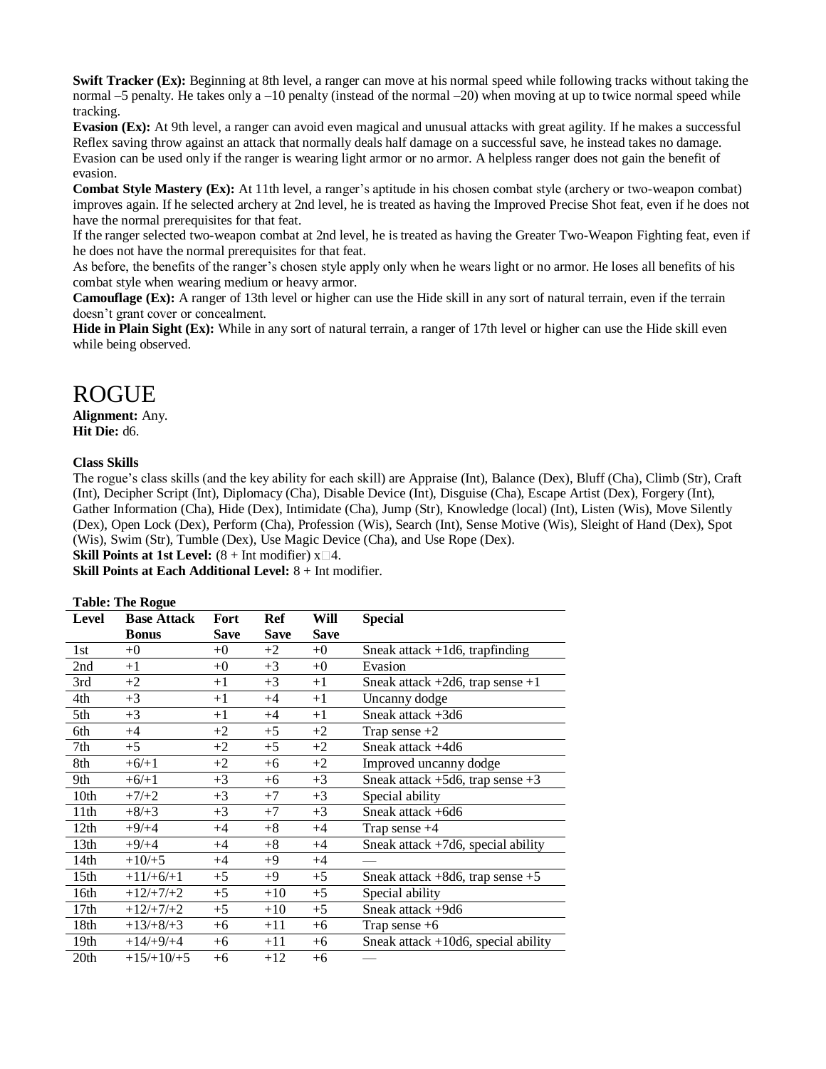**Swift Tracker (Ex):** Beginning at 8th level, a ranger can move at his normal speed while following tracks without taking the normal –5 penalty. He takes only a –10 penalty (instead of the normal –20) when moving at up to twice normal speed while tracking.

**Evasion (Ex):** At 9th level, a ranger can avoid even magical and unusual attacks with great agility. If he makes a successful Reflex saving throw against an attack that normally deals half damage on a successful save, he instead takes no damage. Evasion can be used only if the ranger is wearing light armor or no armor. A helpless ranger does not gain the benefit of evasion.

**Combat Style Mastery (Ex):** At 11th level, a ranger's aptitude in his chosen combat style (archery or two-weapon combat) improves again. If he selected archery at 2nd level, he is treated as having the Improved Precise Shot feat, even if he does not have the normal prerequisites for that feat.

If the ranger selected two-weapon combat at 2nd level, he is treated as having the Greater Two-Weapon Fighting feat, even if he does not have the normal prerequisites for that feat.

As before, the benefits of the ranger's chosen style apply only when he wears light or no armor. He loses all benefits of his combat style when wearing medium or heavy armor.

**Camouflage (Ex):** A ranger of 13th level or higher can use the Hide skill in any sort of natural terrain, even if the terrain doesn't grant cover or concealment.

**Hide in Plain Sight (Ex):** While in any sort of natural terrain, a ranger of 17th level or higher can use the Hide skill even while being observed.

# ROGUE

**Alignment:** Any.
**Hit Die:** d6.

**Class Skills**

The rogue's class skills (and the key ability for each skill) are Appraise (Int), Balance (Dex), Bluff (Cha), Climb (Str), Craft (Int), Decipher Script (Int), Diplomacy (Cha), Disable Device (Int), Disguise (Cha), Escape Artist (Dex), Forgery (Int), Gather Information (Cha), Hide (Dex), Intimidate (Cha), Jump (Str), Knowledge (local) (Int), Listen (Wis), Move Silently (Dex), Open Lock (Dex), Perform (Cha), Profession (Wis), Search (Int), Sense Motive (Wis), Sleight of Hand (Dex), Spot (Wis), Swim (Str), Tumble (Dex), Use Magic Device (Cha), and Use Rope (Dex).

**Skill Points at 1st Level:** (8 + Int modifier) x4.
**Skill Points at Each Additional Level:** 8 + Int modifier.

**Table: The Rogue**

| Level | Base Attack Bonus | Fort Save | Ref Save | Will Save | Special |
|---|---|---|---|---|---|
| 1st | +0 | +0 | +2 | +0 | Sneak attack +1d6, trapfinding |
| 2nd | +1 | +0 | +3 | +0 | Evasion |
| 3rd | +2 | +1 | +3 | +1 | Sneak attack +2d6, trap sense +1 |
| 4th | +3 | +1 | +4 | +1 | Uncanny dodge |
| 5th | +3 | +1 | +4 | +1 | Sneak attack +3d6 |
| 6th | +4 | +2 | +5 | +2 | Trap sense +2 |
| 7th | +5 | +2 | +5 | +2 | Sneak attack +4d6 |
| 8th | +6/+1 | +2 | +6 | +2 | Improved uncanny dodge |
| 9th | +6/+1 | +3 | +6 | +3 | Sneak attack +5d6, trap sense +3 |
| 10th | +7/+2 | +3 | +7 | +3 | Special ability |
| 11th | +8/+3 | +3 | +7 | +3 | Sneak attack +6d6 |
| 12th | +9/+4 | +4 | +8 | +4 | Trap sense +4 |
| 13th | +9/+4 | +4 | +8 | +4 | Sneak attack +7d6, special ability |
| 14th | +10/+5 | +4 | +9 | +4 | — |
| 15th | +11/+6/+1 | +5 | +9 | +5 | Sneak attack +8d6, trap sense +5 |
| 16th | +12/+7/+2 | +5 | +10 | +5 | Special ability |
| 17th | +12/+7/+2 | +5 | +10 | +5 | Sneak attack +9d6 |
| 18th | +13/+8/+3 | +6 | +11 | +6 | Trap sense +6 |
| 19th | +14/+9/+4 | +6 | +11 | +6 | Sneak attack +10d6, special ability |
| 20th | +15/+10/+5 | +6 | +12 | +6 | — |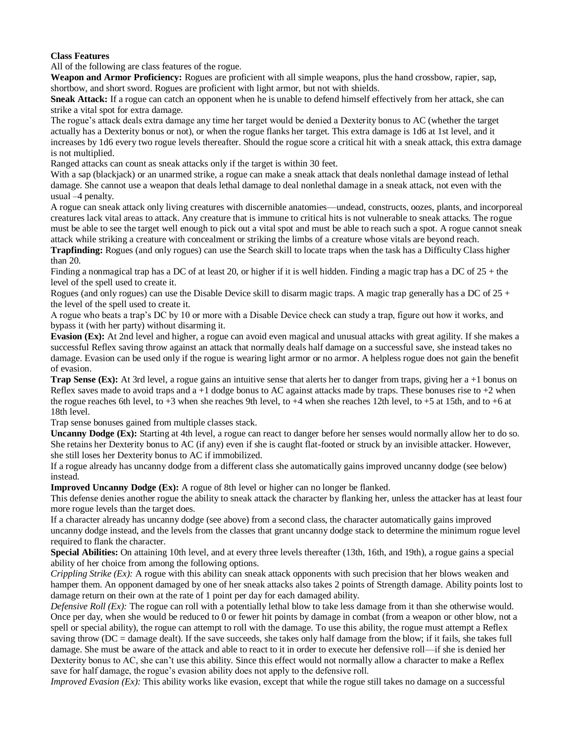**Class Features**

All of the following are class features of the rogue.

**Weapon and Armor Proficiency:** Rogues are proficient with all simple weapons, plus the hand crossbow, rapier, sap, shortbow, and short sword. Rogues are proficient with light armor, but not with shields.

**Sneak Attack:** If a rogue can catch an opponent when he is unable to defend himself effectively from her attack, she can strike a vital spot for extra damage.

The rogue's attack deals extra damage any time her target would be denied a Dexterity bonus to AC (whether the target actually has a Dexterity bonus or not), or when the rogue flanks her target. This extra damage is 1d6 at 1st level, and it increases by 1d6 every two rogue levels thereafter. Should the rogue score a critical hit with a sneak attack, this extra damage is not multiplied.

Ranged attacks can count as sneak attacks only if the target is within 30 feet.

With a sap (blackjack) or an unarmed strike, a rogue can make a sneak attack that deals nonlethal damage instead of lethal damage. She cannot use a weapon that deals lethal damage to deal nonlethal damage in a sneak attack, not even with the usual –4 penalty.

A rogue can sneak attack only living creatures with discernible anatomies—undead, constructs, oozes, plants, and incorporeal creatures lack vital areas to attack. Any creature that is immune to critical hits is not vulnerable to sneak attacks. The rogue must be able to see the target well enough to pick out a vital spot and must be able to reach such a spot. A rogue cannot sneak attack while striking a creature with concealment or striking the limbs of a creature whose vitals are beyond reach.

**Trapfinding:** Rogues (and only rogues) can use the Search skill to locate traps when the task has a Difficulty Class higher than 20.

Finding a nonmagical trap has a DC of at least 20, or higher if it is well hidden. Finding a magic trap has a DC of 25 + the level of the spell used to create it.

Rogues (and only rogues) can use the Disable Device skill to disarm magic traps. A magic trap generally has a DC of 25 + the level of the spell used to create it.

A rogue who beats a trap's DC by 10 or more with a Disable Device check can study a trap, figure out how it works, and bypass it (with her party) without disarming it.

**Evasion (Ex):** At 2nd level and higher, a rogue can avoid even magical and unusual attacks with great agility. If she makes a successful Reflex saving throw against an attack that normally deals half damage on a successful save, she instead takes no damage. Evasion can be used only if the rogue is wearing light armor or no armor. A helpless rogue does not gain the benefit of evasion.

**Trap Sense (Ex):** At 3rd level, a rogue gains an intuitive sense that alerts her to danger from traps, giving her a +1 bonus on Reflex saves made to avoid traps and a +1 dodge bonus to AC against attacks made by traps. These bonuses rise to +2 when the rogue reaches 6th level, to +3 when she reaches 9th level, to +4 when she reaches 12th level, to +5 at 15th, and to +6 at 18th level.

Trap sense bonuses gained from multiple classes stack.

**Uncanny Dodge (Ex):** Starting at 4th level, a rogue can react to danger before her senses would normally allow her to do so. She retains her Dexterity bonus to AC (if any) even if she is caught flat-footed or struck by an invisible attacker. However, she still loses her Dexterity bonus to AC if immobilized.

If a rogue already has uncanny dodge from a different class she automatically gains improved uncanny dodge (see below) instead.

**Improved Uncanny Dodge (Ex):** A rogue of 8th level or higher can no longer be flanked.

This defense denies another rogue the ability to sneak attack the character by flanking her, unless the attacker has at least four more rogue levels than the target does.

If a character already has uncanny dodge (see above) from a second class, the character automatically gains improved uncanny dodge instead, and the levels from the classes that grant uncanny dodge stack to determine the minimum rogue level required to flank the character.

**Special Abilities:** On attaining 10th level, and at every three levels thereafter (13th, 16th, and 19th), a rogue gains a special ability of her choice from among the following options.

*Crippling Strike (Ex):* A rogue with this ability can sneak attack opponents with such precision that her blows weaken and hamper them. An opponent damaged by one of her sneak attacks also takes 2 points of Strength damage. Ability points lost to damage return on their own at the rate of 1 point per day for each damaged ability.

*Defensive Roll (Ex):* The rogue can roll with a potentially lethal blow to take less damage from it than she otherwise would. Once per day, when she would be reduced to 0 or fewer hit points by damage in combat (from a weapon or other blow, not a spell or special ability), the rogue can attempt to roll with the damage. To use this ability, the rogue must attempt a Reflex saving throw (DC = damage dealt). If the save succeeds, she takes only half damage from the blow; if it fails, she takes full damage. She must be aware of the attack and able to react to it in order to execute her defensive roll—if she is denied her Dexterity bonus to AC, she can't use this ability. Since this effect would not normally allow a character to make a Reflex save for half damage, the rogue's evasion ability does not apply to the defensive roll.

*Improved Evasion (Ex):* This ability works like evasion, except that while the rogue still takes no damage on a successful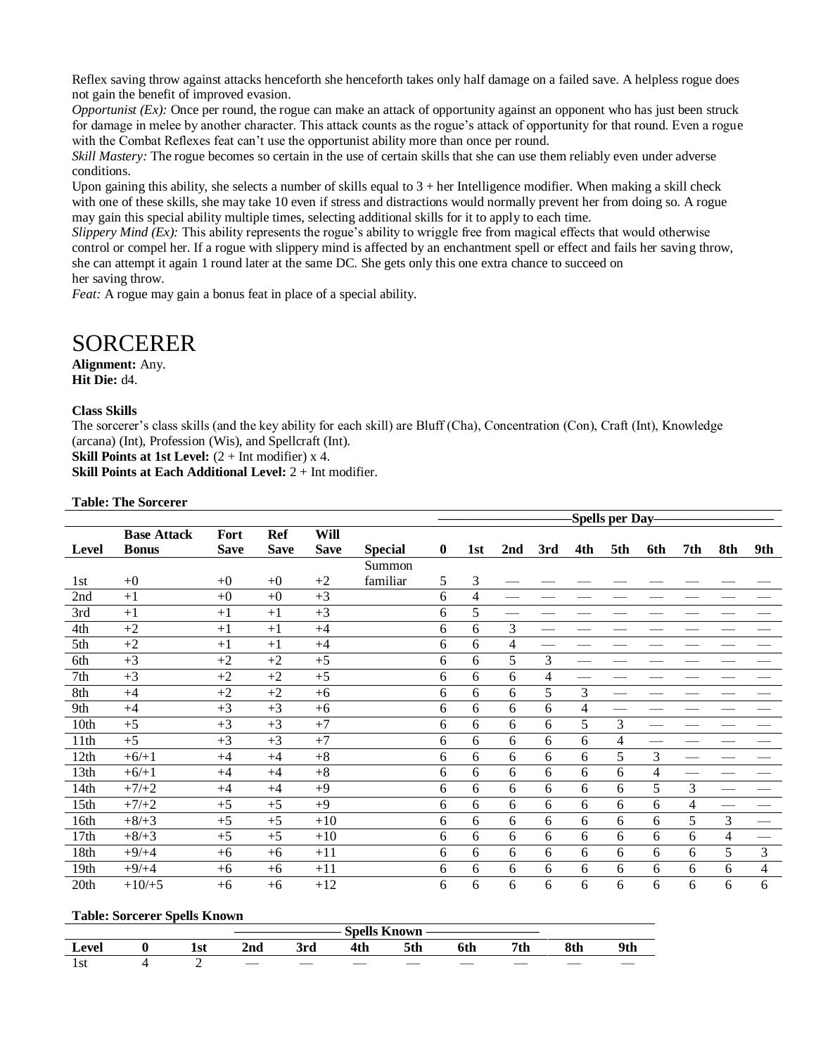Reflex saving throw against attacks henceforth she henceforth takes only half damage on a failed save. A helpless rogue does not gain the benefit of improved evasion.

*Opportunist (Ex):* Once per round, the rogue can make an attack of opportunity against an opponent who has just been struck for damage in melee by another character. This attack counts as the rogue's attack of opportunity for that round. Even a rogue with the Combat Reflexes feat can't use the opportunist ability more than once per round.

*Skill Mastery:* The rogue becomes so certain in the use of certain skills that she can use them reliably even under adverse conditions.

Upon gaining this ability, she selects a number of skills equal to 3 + her Intelligence modifier. When making a skill check with one of these skills, she may take 10 even if stress and distractions would normally prevent her from doing so. A rogue may gain this special ability multiple times, selecting additional skills for it to apply to each time.

*Slippery Mind (Ex):* This ability represents the rogue's ability to wriggle free from magical effects that would otherwise control or compel her. If a rogue with slippery mind is affected by an enchantment spell or effect and fails her saving throw, she can attempt it again 1 round later at the same DC. She gets only this one extra chance to succeed on her saving throw.

*Feat:* A rogue may gain a bonus feat in place of a special ability.

# SORCERER

**Alignment:** Any.
**Hit Die:** d4.

**Class Skills**

The sorcerer's class skills (and the key ability for each skill) are Bluff (Cha), Concentration (Con), Craft (Int), Knowledge (arcana) (Int), Profession (Wis), and Spellcraft (Int).

**Skill Points at 1st Level:** (2 + Int modifier) x 4.
**Skill Points at Each Additional Level:** 2 + Int modifier.

**Table: The Sorcerer**

| | | | | | | Spells per Day | | | | | | | | | |
|---|---|---|---|---|---|---|---|---|---|---|---|---|---|---|---|
| Level | Base Attack Bonus | Fort Save | Ref Save | Will Save | Special | 0 | 1st | 2nd | 3rd | 4th | 5th | 6th | 7th | 8th | 9th |
| 1st | +0 | +0 | +0 | +2 | Summon familiar | 5 | 3 | — | — | — | — | — | — | — | — |
| 2nd | +1 | +0 | +0 | +3 | | 6 | 4 | — | — | — | — | — | — | — | — |
| 3rd | +1 | +1 | +1 | +3 | | 6 | 5 | — | — | — | — | — | — | — | — |
| 4th | +2 | +1 | +1 | +4 | | 6 | 6 | 3 | — | — | — | — | — | — | — |
| 5th | +2 | +1 | +1 | +4 | | 6 | 6 | 4 | — | — | — | — | — | — | — |
| 6th | +3 | +2 | +2 | +5 | | 6 | 6 | 5 | 3 | — | — | — | — | — | — |
| 7th | +3 | +2 | +2 | +5 | | 6 | 6 | 6 | 4 | — | — | — | — | — | — |
| 8th | +4 | +2 | +2 | +6 | | 6 | 6 | 6 | 5 | 3 | — | — | — | — | — |
| 9th | +4 | +3 | +3 | +6 | | 6 | 6 | 6 | 6 | 4 | — | — | — | — | — |
| 10th | +5 | +3 | +3 | +7 | | 6 | 6 | 6 | 6 | 5 | 3 | — | — | — | — |
| 11th | +5 | +3 | +3 | +7 | | 6 | 6 | 6 | 6 | 6 | 4 | — | — | — | — |
| 12th | +6/+1 | +4 | +4 | +8 | | 6 | 6 | 6 | 6 | 6 | 5 | 3 | — | — | — |
| 13th | +6/+1 | +4 | +4 | +8 | | 6 | 6 | 6 | 6 | 6 | 6 | 4 | — | — | — |
| 14th | +7/+2 | +4 | +4 | +9 | | 6 | 6 | 6 | 6 | 6 | 6 | 5 | 3 | — | — |
| 15th | +7/+2 | +5 | +5 | +9 | | 6 | 6 | 6 | 6 | 6 | 6 | 6 | 4 | — | — |
| 16th | +8/+3 | +5 | +5 | +10 | | 6 | 6 | 6 | 6 | 6 | 6 | 6 | 5 | 3 | — |
| 17th | +8/+3 | +5 | +5 | +10 | | 6 | 6 | 6 | 6 | 6 | 6 | 6 | 6 | 4 | — |
| 18th | +9/+4 | +6 | +6 | +11 | | 6 | 6 | 6 | 6 | 6 | 6 | 6 | 6 | 5 | 3 |
| 19th | +9/+4 | +6 | +6 | +11 | | 6 | 6 | 6 | 6 | 6 | 6 | 6 | 6 | 6 | 4 |
| 20th | +10/+5 | +6 | +6 | +12 | | 6 | 6 | 6 | 6 | 6 | 6 | 6 | 6 | 6 | 6 |

**Table: Sorcerer Spells Known**

| | | | | | Spells Known | | | | | |
|---|---|---|---|---|---|---|---|---|---|---|
| Level | 0 | 1st | 2nd | 3rd | 4th | 5th | 6th | 7th | 8th | 9th |
| 1st | 4 | 2 | — | — | — | — | — | — | — | — |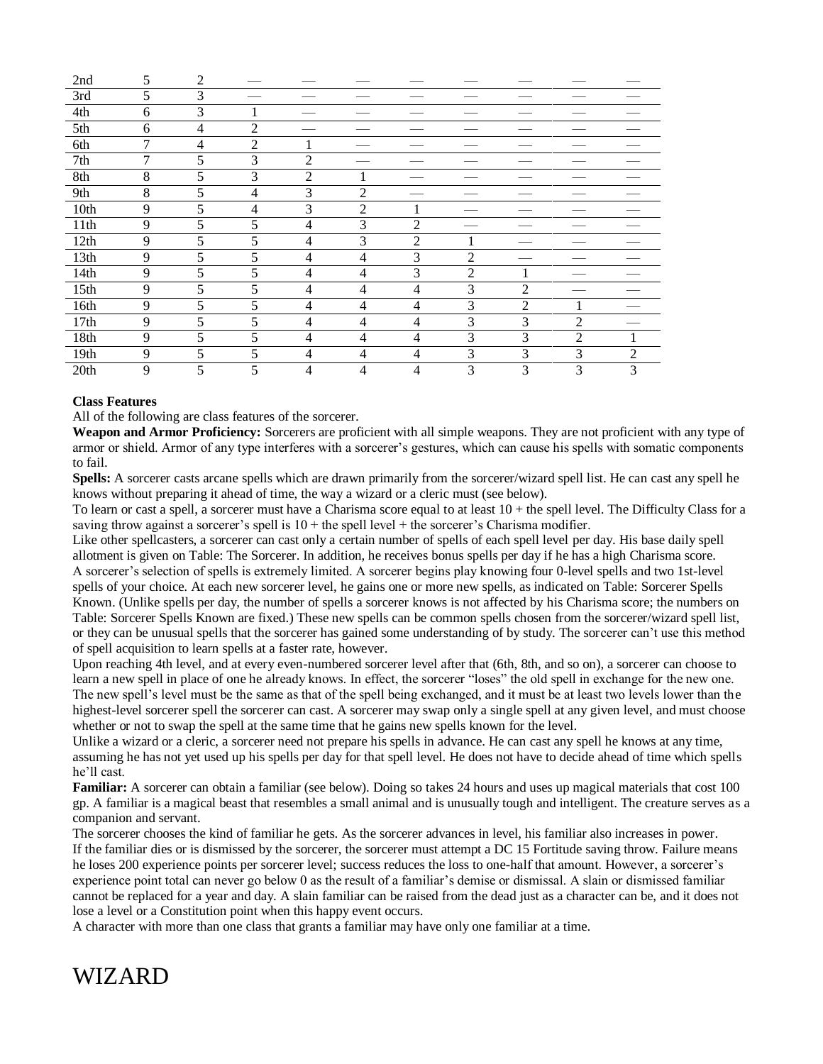| | | | | | | | | | | |
|---|---|---|---|---|---|---|---|---|---|---|
| 2nd | 5 | 2 | — | — | — | — | — | — | — | — |
| 3rd | 5 | 3 | — | — | — | — | — | — | — | — |
| 4th | 6 | 3 | 1 | — | — | — | — | — | — | — |
| 5th | 6 | 4 | 2 | — | — | — | — | — | — | — |
| 6th | 7 | 4 | 2 | 1 | — | — | — | — | — | — |
| 7th | 7 | 5 | 3 | 2 | — | — | — | — | — | — |
| 8th | 8 | 5 | 3 | 2 | 1 | — | — | — | — | — |
| 9th | 8 | 5 | 4 | 3 | 2 | — | — | — | — | — |
| 10th | 9 | 5 | 4 | 3 | 2 | 1 | — | — | — | — |
| 11th | 9 | 5 | 5 | 4 | 3 | 2 | — | — | — | — |
| 12th | 9 | 5 | 5 | 4 | 3 | 2 | 1 | — | — | — |
| 13th | 9 | 5 | 5 | 4 | 4 | 3 | 2 | — | — | — |
| 14th | 9 | 5 | 5 | 4 | 4 | 3 | 2 | 1 | — | — |
| 15th | 9 | 5 | 5 | 4 | 4 | 4 | 3 | 2 | — | — |
| 16th | 9 | 5 | 5 | 4 | 4 | 4 | 3 | 2 | 1 | — |
| 17th | 9 | 5 | 5 | 4 | 4 | 4 | 3 | 3 | 2 | — |
| 18th | 9 | 5 | 5 | 4 | 4 | 4 | 3 | 3 | 2 | 1 |
| 19th | 9 | 5 | 5 | 4 | 4 | 4 | 3 | 3 | 3 | 2 |
| 20th | 9 | 5 | 5 | 4 | 4 | 4 | 3 | 3 | 3 | 3 |

**Class Features**

All of the following are class features of the sorcerer.

**Weapon and Armor Proficiency:** Sorcerers are proficient with all simple weapons. They are not proficient with any type of armor or shield. Armor of any type interferes with a sorcerer's gestures, which can cause his spells with somatic components to fail.

**Spells:** A sorcerer casts arcane spells which are drawn primarily from the sorcerer/wizard spell list. He can cast any spell he knows without preparing it ahead of time, the way a wizard or a cleric must (see below).

To learn or cast a spell, a sorcerer must have a Charisma score equal to at least 10 + the spell level. The Difficulty Class for a saving throw against a sorcerer's spell is 10 + the spell level + the sorcerer's Charisma modifier.

Like other spellcasters, a sorcerer can cast only a certain number of spells of each spell level per day. His base daily spell allotment is given on Table: The Sorcerer. In addition, he receives bonus spells per day if he has a high Charisma score.

A sorcerer's selection of spells is extremely limited. A sorcerer begins play knowing four 0-level spells and two 1st-level spells of your choice. At each new sorcerer level, he gains one or more new spells, as indicated on Table: Sorcerer Spells Known. (Unlike spells per day, the number of spells a sorcerer knows is not affected by his Charisma score; the numbers on Table: Sorcerer Spells Known are fixed.) These new spells can be common spells chosen from the sorcerer/wizard spell list, or they can be unusual spells that the sorcerer has gained some understanding of by study. The sorcerer can't use this method of spell acquisition to learn spells at a faster rate, however.

Upon reaching 4th level, and at every even-numbered sorcerer level after that (6th, 8th, and so on), a sorcerer can choose to learn a new spell in place of one he already knows. In effect, the sorcerer "loses" the old spell in exchange for the new one. The new spell's level must be the same as that of the spell being exchanged, and it must be at least two levels lower than the highest-level sorcerer spell the sorcerer can cast. A sorcerer may swap only a single spell at any given level, and must choose whether or not to swap the spell at the same time that he gains new spells known for the level.

Unlike a wizard or a cleric, a sorcerer need not prepare his spells in advance. He can cast any spell he knows at any time, assuming he has not yet used up his spells per day for that spell level. He does not have to decide ahead of time which spells he'll cast.

**Familiar:** A sorcerer can obtain a familiar (see below). Doing so takes 24 hours and uses up magical materials that cost 100 gp. A familiar is a magical beast that resembles a small animal and is unusually tough and intelligent. The creature serves as a companion and servant.

The sorcerer chooses the kind of familiar he gets. As the sorcerer advances in level, his familiar also increases in power.

If the familiar dies or is dismissed by the sorcerer, the sorcerer must attempt a DC 15 Fortitude saving throw. Failure means he loses 200 experience points per sorcerer level; success reduces the loss to one-half that amount. However, a sorcerer's experience point total can never go below 0 as the result of a familiar's demise or dismissal. A slain or dismissed familiar cannot be replaced for a year and day. A slain familiar can be raised from the dead just as a character can be, and it does not lose a level or a Constitution point when this happy event occurs.

A character with more than one class that grants a familiar may have only one familiar at a time.

# WIZARD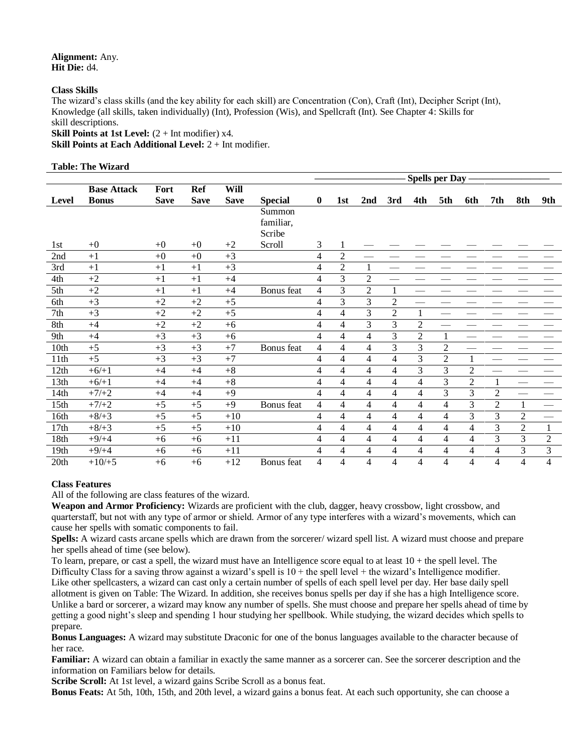**Alignment:** Any.
**Hit Die:** d4.

**Class Skills**
The wizard's class skills (and the key ability for each skill) are Concentration (Con), Craft (Int), Decipher Script (Int), Knowledge (all skills, taken individually) (Int), Profession (Wis), and Spellcraft (Int). See Chapter 4: Skills for skill descriptions.
**Skill Points at 1st Level:** (2 + Int modifier) x4.
**Skill Points at Each Additional Level:** 2 + Int modifier.

**Table: The Wizard**

| | | | | | | Spells per Day | | | | | | | | | |
|---|---|---|---|---|---|---|---|---|---|---|---|---|---|---|---|
| **Level** | **Base Attack Bonus** | **Fort Save** | **Ref Save** | **Will Save** | **Special** | **0** | **1st** | **2nd** | **3rd** | **4th** | **5th** | **6th** | **7th** | **8th** | **9th** |
| 1st | +0 | +0 | +0 | +2 | Summon familiar, Scribe Scroll | 3 | 1 | — | — | — | — | — | — | — | — |
| 2nd | +1 | +0 | +0 | +3 | | 4 | 2 | — | — | — | — | — | — | — | — |
| 3rd | +1 | +1 | +1 | +3 | | 4 | 2 | 1 | — | — | — | — | — | — | — |
| 4th | +2 | +1 | +1 | +4 | | 4 | 3 | 2 | — | — | — | — | — | — | — |
| 5th | +2 | +1 | +1 | +4 | Bonus feat | 4 | 3 | 2 | 1 | — | — | — | — | — | — |
| 6th | +3 | +2 | +2 | +5 | | 4 | 3 | 3 | 2 | — | — | — | — | — | — |
| 7th | +3 | +2 | +2 | +5 | | 4 | 4 | 3 | 2 | 1 | — | — | — | — | — |
| 8th | +4 | +2 | +2 | +6 | | 4 | 4 | 3 | 3 | 2 | — | — | — | — | — |
| 9th | +4 | +3 | +3 | +6 | | 4 | 4 | 4 | 3 | 2 | 1 | — | — | — | — |
| 10th | +5 | +3 | +3 | +7 | Bonus feat | 4 | 4 | 4 | 3 | 3 | 2 | — | — | — | — |
| 11th | +5 | +3 | +3 | +7 | | 4 | 4 | 4 | 4 | 3 | 2 | 1 | — | — | — |
| 12th | +6/+1 | +4 | +4 | +8 | | 4 | 4 | 4 | 4 | 3 | 3 | 2 | — | — | — |
| 13th | +6/+1 | +4 | +4 | +8 | | 4 | 4 | 4 | 4 | 4 | 3 | 2 | 1 | — | — |
| 14th | +7/+2 | +4 | +4 | +9 | | 4 | 4 | 4 | 4 | 4 | 3 | 3 | 2 | — | — |
| 15th | +7/+2 | +5 | +5 | +9 | Bonus feat | 4 | 4 | 4 | 4 | 4 | 4 | 3 | 2 | 1 | — |
| 16th | +8/+3 | +5 | +5 | +10 | | 4 | 4 | 4 | 4 | 4 | 4 | 3 | 3 | 2 | — |
| 17th | +8/+3 | +5 | +5 | +10 | | 4 | 4 | 4 | 4 | 4 | 4 | 4 | 3 | 2 | 1 |
| 18th | +9/+4 | +6 | +6 | +11 | | 4 | 4 | 4 | 4 | 4 | 4 | 4 | 3 | 3 | 2 |
| 19th | +9/+4 | +6 | +6 | +11 | | 4 | 4 | 4 | 4 | 4 | 4 | 4 | 4 | 3 | 3 |
| 20th | +10/+5 | +6 | +6 | +12 | Bonus feat | 4 | 4 | 4 | 4 | 4 | 4 | 4 | 4 | 4 | 4 |

**Class Features**
All of the following are class features of the wizard.
**Weapon and Armor Proficiency:** Wizards are proficient with the club, dagger, heavy crossbow, light crossbow, and quarterstaff, but not with any type of armor or shield. Armor of any type interferes with a wizard's movements, which can cause her spells with somatic components to fail.
**Spells:** A wizard casts arcane spells which are drawn from the sorcerer/ wizard spell list. A wizard must choose and prepare her spells ahead of time (see below).
To learn, prepare, or cast a spell, the wizard must have an Intelligence score equal to at least 10 + the spell level. The Difficulty Class for a saving throw against a wizard's spell is 10 + the spell level + the wizard's Intelligence modifier.
Like other spellcasters, a wizard can cast only a certain number of spells of each spell level per day. Her base daily spell allotment is given on Table: The Wizard. In addition, she receives bonus spells per day if she has a high Intelligence score.
Unlike a bard or sorcerer, a wizard may know any number of spells. She must choose and prepare her spells ahead of time by getting a good night's sleep and spending 1 hour studying her spellbook. While studying, the wizard decides which spells to prepare.
**Bonus Languages:** A wizard may substitute Draconic for one of the bonus languages available to the character because of her race.
**Familiar:** A wizard can obtain a familiar in exactly the same manner as a sorcerer can. See the sorcerer description and the information on Familiars below for details.
**Scribe Scroll:** At 1st level, a wizard gains Scribe Scroll as a bonus feat.
**Bonus Feats:** At 5th, 10th, 15th, and 20th level, a wizard gains a bonus feat. At each such opportunity, she can choose a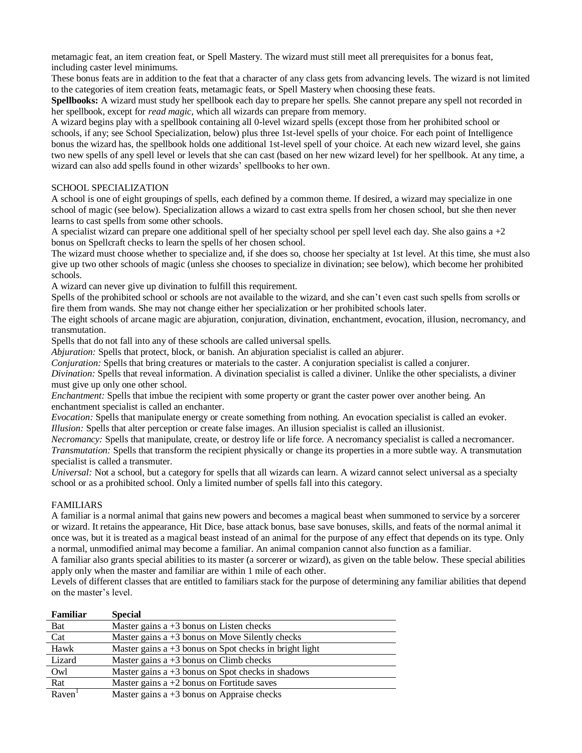metamagic feat, an item creation feat, or Spell Mastery. The wizard must still meet all prerequisites for a bonus feat, including caster level minimums.

These bonus feats are in addition to the feat that a character of any class gets from advancing levels. The wizard is not limited to the categories of item creation feats, metamagic feats, or Spell Mastery when choosing these feats.

**Spellbooks:** A wizard must study her spellbook each day to prepare her spells. She cannot prepare any spell not recorded in her spellbook, except for *read magic*, which all wizards can prepare from memory.

A wizard begins play with a spellbook containing all 0-level wizard spells (except those from her prohibited school or schools, if any; see School Specialization, below) plus three 1st-level spells of your choice. For each point of Intelligence bonus the wizard has, the spellbook holds one additional 1st-level spell of your choice. At each new wizard level, she gains two new spells of any spell level or levels that she can cast (based on her new wizard level) for her spellbook. At any time, a wizard can also add spells found in other wizards' spellbooks to her own.

## SCHOOL SPECIALIZATION

A school is one of eight groupings of spells, each defined by a common theme. If desired, a wizard may specialize in one school of magic (see below). Specialization allows a wizard to cast extra spells from her chosen school, but she then never learns to cast spells from some other schools.

A specialist wizard can prepare one additional spell of her specialty school per spell level each day. She also gains a +2 bonus on Spellcraft checks to learn the spells of her chosen school.

The wizard must choose whether to specialize and, if she does so, choose her specialty at 1st level. At this time, she must also give up two other schools of magic (unless she chooses to specialize in divination; see below), which become her prohibited schools.

A wizard can never give up divination to fulfill this requirement.

Spells of the prohibited school or schools are not available to the wizard, and she can't even cast such spells from scrolls or fire them from wands. She may not change either her specialization or her prohibited schools later.

The eight schools of arcane magic are abjuration, conjuration, divination, enchantment, evocation, illusion, necromancy, and transmutation.

Spells that do not fall into any of these schools are called universal spells.

*Abjuration:* Spells that protect, block, or banish. An abjuration specialist is called an abjurer.

*Conjuration:* Spells that bring creatures or materials to the caster. A conjuration specialist is called a conjurer.

*Divination:* Spells that reveal information. A divination specialist is called a diviner. Unlike the other specialists, a diviner must give up only one other school.

*Enchantment:* Spells that imbue the recipient with some property or grant the caster power over another being. An enchantment specialist is called an enchanter.

*Evocation:* Spells that manipulate energy or create something from nothing. An evocation specialist is called an evoker.

*Illusion:* Spells that alter perception or create false images. An illusion specialist is called an illusionist.

*Necromancy:* Spells that manipulate, create, or destroy life or life force. A necromancy specialist is called a necromancer.

*Transmutation:* Spells that transform the recipient physically or change its properties in a more subtle way. A transmutation specialist is called a transmuter.

*Universal:* Not a school, but a category for spells that all wizards can learn. A wizard cannot select universal as a specialty school or as a prohibited school. Only a limited number of spells fall into this category.

## FAMILIARS

A familiar is a normal animal that gains new powers and becomes a magical beast when summoned to service by a sorcerer or wizard. It retains the appearance, Hit Dice, base attack bonus, base save bonuses, skills, and feats of the normal animal it once was, but it is treated as a magical beast instead of an animal for the purpose of any effect that depends on its type. Only a normal, unmodified animal may become a familiar. An animal companion cannot also function as a familiar.

A familiar also grants special abilities to its master (a sorcerer or wizard), as given on the table below. These special abilities apply only when the master and familiar are within 1 mile of each other.

Levels of different classes that are entitled to familiars stack for the purpose of determining any familiar abilities that depend on the master's level.

| Familiar | Special |
|---|---|
| Bat | Master gains a +3 bonus on Listen checks |
| Cat | Master gains a +3 bonus on Move Silently checks |
| Hawk | Master gains a +3 bonus on Spot checks in bright light |
| Lizard | Master gains a +3 bonus on Climb checks |
| Owl | Master gains a +3 bonus on Spot checks in shadows |
| Rat | Master gains a +2 bonus on Fortitude saves |
| Raven[1] | Master gains a +3 bonus on Appraise checks |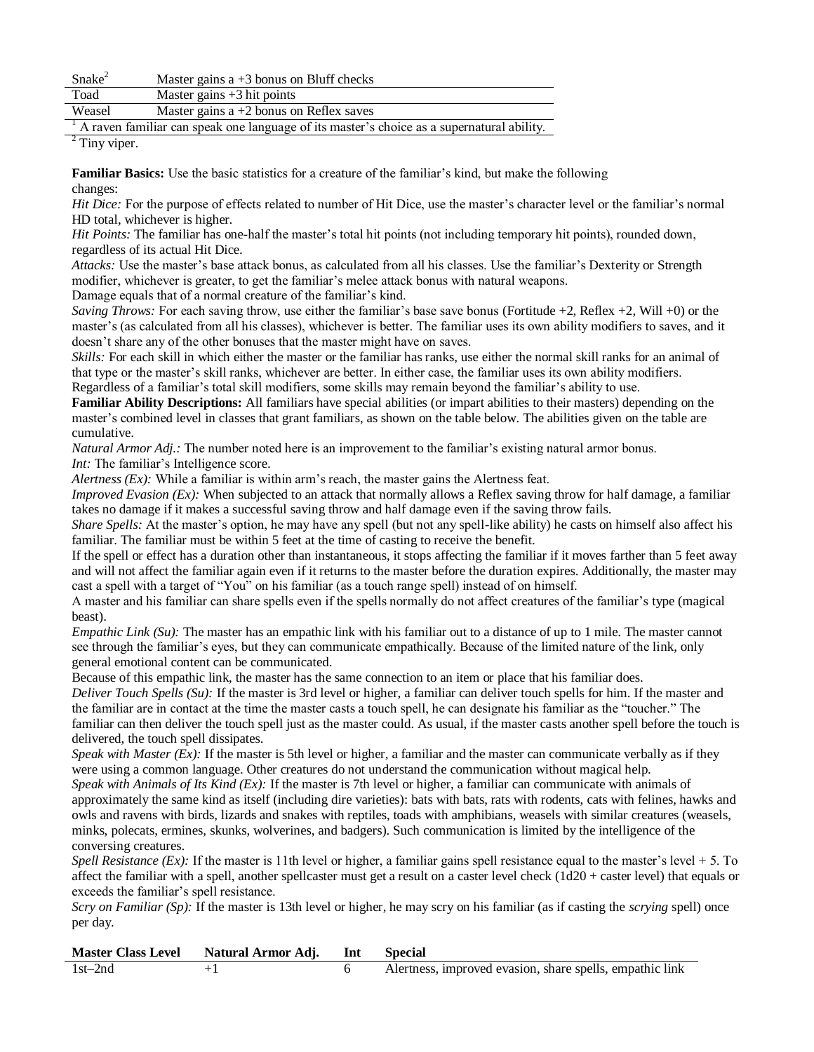| | |
|---|---|
| Snake[2] | Master gains a +3 bonus on Bluff checks |
| Toad | Master gains +3 hit points |
| Weasel | Master gains a +2 bonus on Reflex saves |

[1] A raven familiar can speak one language of its master's choice as a supernatural ability.

[2] Tiny viper.

**Familiar Basics:** Use the basic statistics for a creature of the familiar's kind, but make the following changes:

*Hit Dice:* For the purpose of effects related to number of Hit Dice, use the master's character level or the familiar's normal HD total, whichever is higher.

*Hit Points:* The familiar has one-half the master's total hit points (not including temporary hit points), rounded down, regardless of its actual Hit Dice.

*Attacks:* Use the master's base attack bonus, as calculated from all his classes. Use the familiar's Dexterity or Strength modifier, whichever is greater, to get the familiar's melee attack bonus with natural weapons.

Damage equals that of a normal creature of the familiar's kind.

*Saving Throws:* For each saving throw, use either the familiar's base save bonus (Fortitude +2, Reflex +2, Will +0) or the master's (as calculated from all his classes), whichever is better. The familiar uses its own ability modifiers to saves, and it doesn't share any of the other bonuses that the master might have on saves.

*Skills:* For each skill in which either the master or the familiar has ranks, use either the normal skill ranks for an animal of that type or the master's skill ranks, whichever are better. In either case, the familiar uses its own ability modifiers. Regardless of a familiar's total skill modifiers, some skills may remain beyond the familiar's ability to use.

**Familiar Ability Descriptions:** All familiars have special abilities (or impart abilities to their masters) depending on the master's combined level in classes that grant familiars, as shown on the table below. The abilities given on the table are cumulative.

*Natural Armor Adj.:* The number noted here is an improvement to the familiar's existing natural armor bonus.

*Int:* The familiar's Intelligence score.

*Alertness (Ex):* While a familiar is within arm's reach, the master gains the Alertness feat.

*Improved Evasion (Ex):* When subjected to an attack that normally allows a Reflex saving throw for half damage, a familiar takes no damage if it makes a successful saving throw and half damage even if the saving throw fails.

*Share Spells:* At the master's option, he may have any spell (but not any spell-like ability) he casts on himself also affect his familiar. The familiar must be within 5 feet at the time of casting to receive the benefit.

If the spell or effect has a duration other than instantaneous, it stops affecting the familiar if it moves farther than 5 feet away and will not affect the familiar again even if it returns to the master before the duration expires. Additionally, the master may cast a spell with a target of "You" on his familiar (as a touch range spell) instead of on himself.

A master and his familiar can share spells even if the spells normally do not affect creatures of the familiar's type (magical beast).

*Empathic Link (Su):* The master has an empathic link with his familiar out to a distance of up to 1 mile. The master cannot see through the familiar's eyes, but they can communicate empathically. Because of the limited nature of the link, only general emotional content can be communicated.

Because of this empathic link, the master has the same connection to an item or place that his familiar does.

*Deliver Touch Spells (Su):* If the master is 3rd level or higher, a familiar can deliver touch spells for him. If the master and the familiar are in contact at the time the master casts a touch spell, he can designate his familiar as the "toucher." The familiar can then deliver the touch spell just as the master could. As usual, if the master casts another spell before the touch is delivered, the touch spell dissipates.

*Speak with Master (Ex):* If the master is 5th level or higher, a familiar and the master can communicate verbally as if they were using a common language. Other creatures do not understand the communication without magical help.

*Speak with Animals of Its Kind (Ex):* If the master is 7th level or higher, a familiar can communicate with animals of approximately the same kind as itself (including dire varieties): bats with bats, rats with rodents, cats with felines, hawks and owls and ravens with birds, lizards and snakes with reptiles, toads with amphibians, weasels with similar creatures (weasels, minks, polecats, ermines, skunks, wolverines, and badgers). Such communication is limited by the intelligence of the conversing creatures.

*Spell Resistance (Ex):* If the master is 11th level or higher, a familiar gains spell resistance equal to the master's level + 5. To affect the familiar with a spell, another spellcaster must get a result on a caster level check (1d20 + caster level) that equals or exceeds the familiar's spell resistance.

*Scry on Familiar (Sp):* If the master is 13th level or higher, he may scry on his familiar (as if casting the *scrying* spell) once per day.

| Master Class Level | Natural Armor Adj. | Int | Special |
|---|---|---|---|
| 1st–2nd | +1 | 6 | Alertness, improved evasion, share spells, empathic link |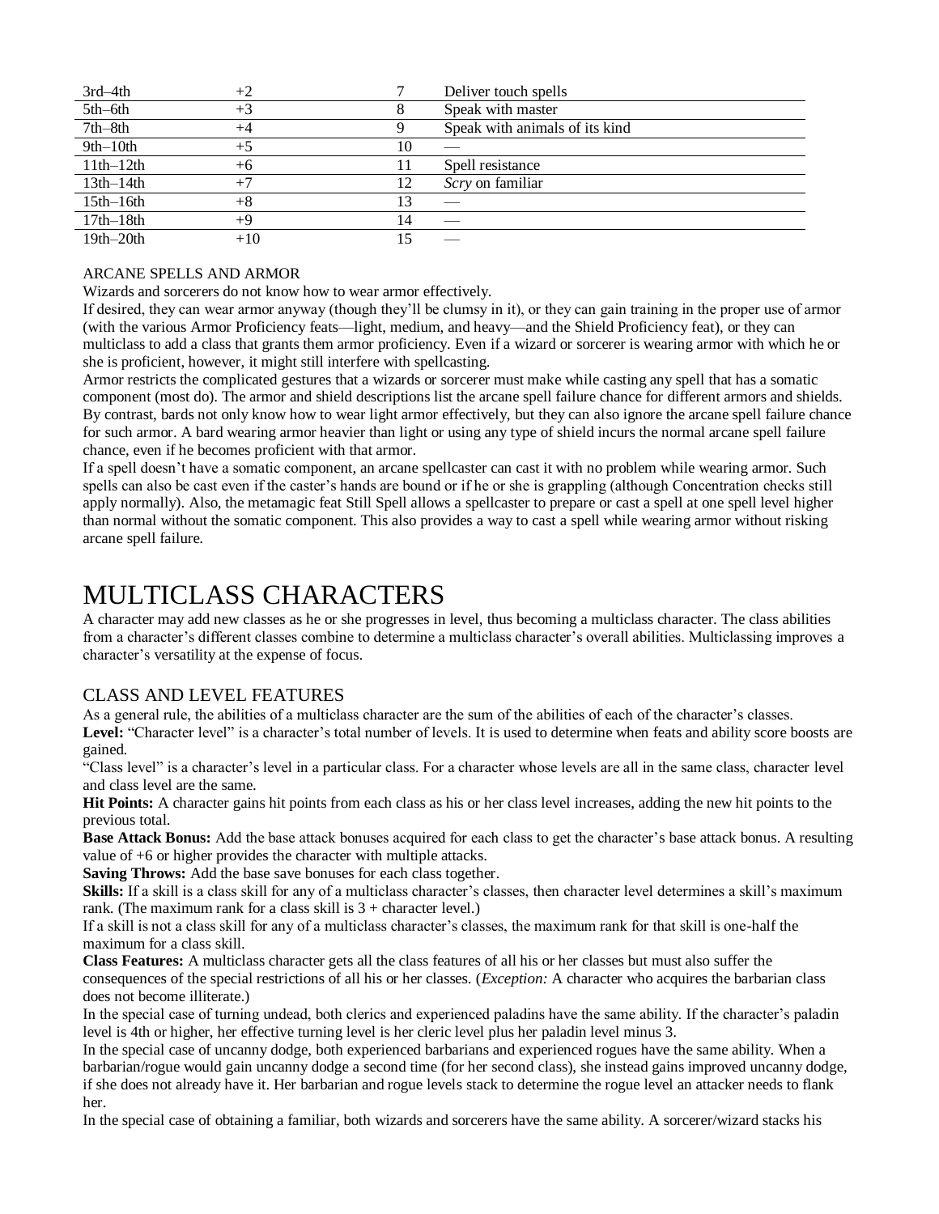| | | | |
|---|---|---|---|
| 3rd–4th | +2 | 7 | Deliver touch spells |
| 5th–6th | +3 | 8 | Speak with master |
| 7th–8th | +4 | 9 | Speak with animals of its kind |
| 9th–10th | +5 | 10 | — |
| 11th–12th | +6 | 11 | Spell resistance |
| 13th–14th | +7 | 12 | *Scry* on familiar |
| 15th–16th | +8 | 13 | — |
| 17th–18th | +9 | 14 | — |
| 19th–20th | +10 | 15 | — |

ARCANE SPELLS AND ARMOR

Wizards and sorcerers do not know how to wear armor effectively.

If desired, they can wear armor anyway (though they'll be clumsy in it), or they can gain training in the proper use of armor (with the various Armor Proficiency feats—light, medium, and heavy—and the Shield Proficiency feat), or they can multiclass to add a class that grants them armor proficiency. Even if a wizard or sorcerer is wearing armor with which he or she is proficient, however, it might still interfere with spellcasting.

Armor restricts the complicated gestures that a wizards or sorcerer must make while casting any spell that has a somatic component (most do). The armor and shield descriptions list the arcane spell failure chance for different armors and shields. By contrast, bards not only know how to wear light armor effectively, but they can also ignore the arcane spell failure chance for such armor. A bard wearing armor heavier than light or using any type of shield incurs the normal arcane spell failure chance, even if he becomes proficient with that armor.

If a spell doesn't have a somatic component, an arcane spellcaster can cast it with no problem while wearing armor. Such spells can also be cast even if the caster's hands are bound or if he or she is grappling (although Concentration checks still apply normally). Also, the metamagic feat Still Spell allows a spellcaster to prepare or cast a spell at one spell level higher than normal without the somatic component. This also provides a way to cast a spell while wearing armor without risking arcane spell failure.

# MULTICLASS CHARACTERS

A character may add new classes as he or she progresses in level, thus becoming a multiclass character. The class abilities from a character's different classes combine to determine a multiclass character's overall abilities. Multiclassing improves a character's versatility at the expense of focus.

## CLASS AND LEVEL FEATURES

As a general rule, the abilities of a multiclass character are the sum of the abilities of each of the character's classes.

**Level:** "Character level" is a character's total number of levels. It is used to determine when feats and ability score boosts are gained.

"Class level" is a character's level in a particular class. For a character whose levels are all in the same class, character level and class level are the same.

**Hit Points:** A character gains hit points from each class as his or her class level increases, adding the new hit points to the previous total.

**Base Attack Bonus:** Add the base attack bonuses acquired for each class to get the character's base attack bonus. A resulting value of +6 or higher provides the character with multiple attacks.

**Saving Throws:** Add the base save bonuses for each class together.

**Skills:** If a skill is a class skill for any of a multiclass character's classes, then character level determines a skill's maximum rank. (The maximum rank for a class skill is 3 + character level.)

If a skill is not a class skill for any of a multiclass character's classes, the maximum rank for that skill is one-half the maximum for a class skill.

**Class Features:** A multiclass character gets all the class features of all his or her classes but must also suffer the consequences of the special restrictions of all his or her classes. (*Exception:* A character who acquires the barbarian class does not become illiterate.)

In the special case of turning undead, both clerics and experienced paladins have the same ability. If the character's paladin level is 4th or higher, her effective turning level is her cleric level plus her paladin level minus 3.

In the special case of uncanny dodge, both experienced barbarians and experienced rogues have the same ability. When a barbarian/rogue would gain uncanny dodge a second time (for her second class), she instead gains improved uncanny dodge, if she does not already have it. Her barbarian and rogue levels stack to determine the rogue level an attacker needs to flank her.

In the special case of obtaining a familiar, both wizards and sorcerers have the same ability. A sorcerer/wizard stacks his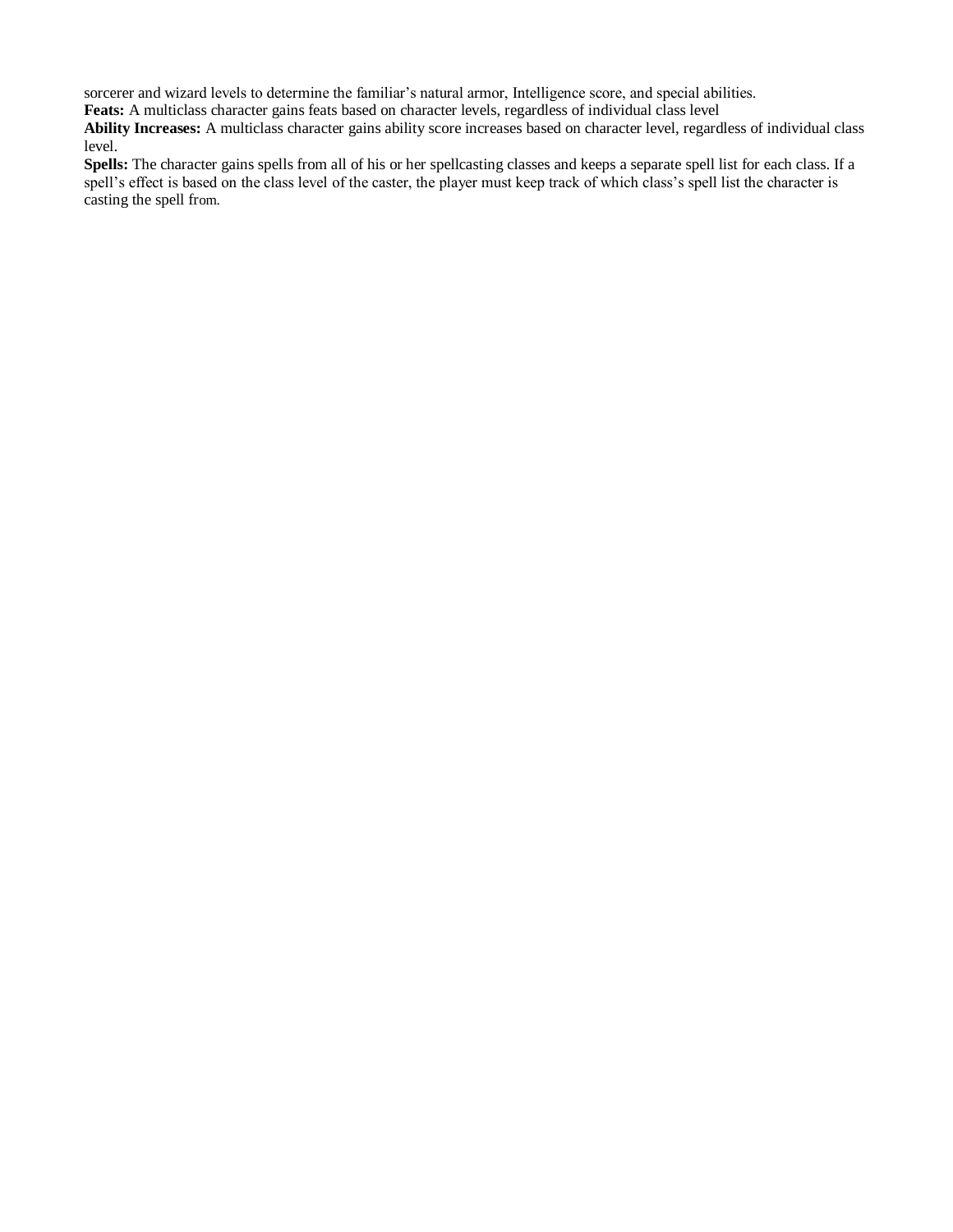sorcerer and wizard levels to determine the familiar's natural armor, Intelligence score, and special abilities.

**Feats:** A multiclass character gains feats based on character levels, regardless of individual class level

**Ability Increases:** A multiclass character gains ability score increases based on character level, regardless of individual class level.

**Spells:** The character gains spells from all of his or her spellcasting classes and keeps a separate spell list for each class. If a spell's effect is based on the class level of the caster, the player must keep track of which class's spell list the character is casting the spell from.